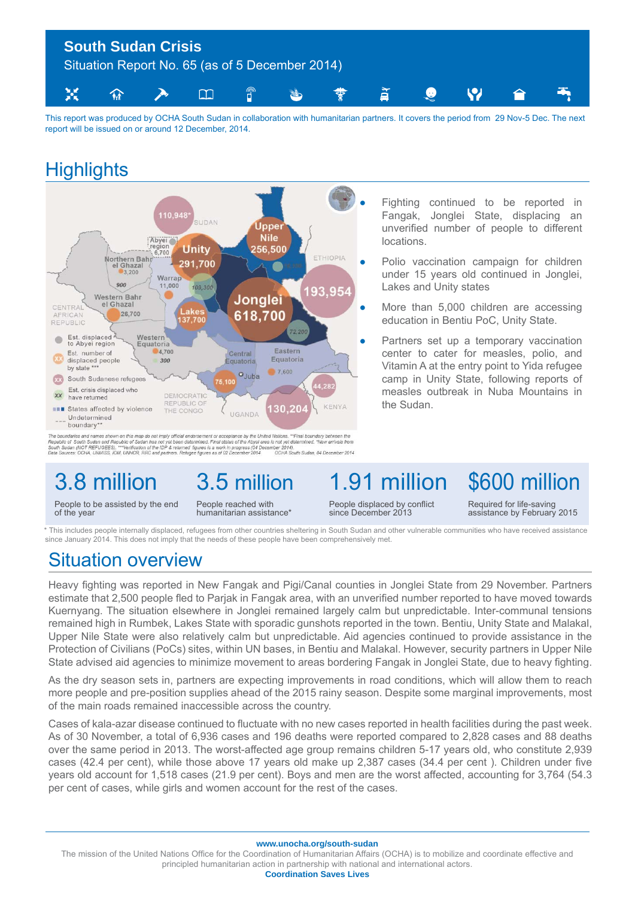# South Sudan Crisis

Situation Report No. 65 (as of 5 December 2014)

This report was produced by OCHA South Sudan in collaboration with humanitarian partners. It covers the period from 29 Nov-5 Dec. The next report will be issued on or around 12 December, 2014.

## Highlights

- Fighting continued to be reported in Fangak, Jonglei State, displacing an unverified number of people to different locations.
- Polio vaccination campaign for children under 15 years old continued in Jonglei, Lakes and Unity states
- More than 5,000 children are accessing education in Bentiu PoC, Unity State.
- Partners set up a temporary vaccination center to cater for measles, polio, and Vitamin A at the entry point to Yida refugee camp in Unity State, following reports of measles outbreak in Nuba Mountains in the Sudan.

The boundaries and names shown on this map do not imply official endorsement or acceptance by the United Nations. **Final boundary between the Republic of South Sudan and Republic of Sudan has not yet been determined. Final status of the Abyei area is not yet determined. *New arrivals from South Sudan (NOT REFUGEES). ***Verification of the IDP & returned figures is a work in progress (04 December 2014). Data Sources: OCHA, UNMISS, IOM, UNHCR, RRC and partners. Refugee figures as of 02 December 2014. OCHA South Sudan, 04 December 2014

| 3.8 million | 3.5 million | 1.91 million | $600 million |
|---|---|---|---|
| People to be assisted by the end of the year | People reached with humanitarian assistance* | People displaced by conflict since December 2013 | Required for life-saving assistance by February 2015 |

* This includes people internally displaced, refugees from other countries sheltering in South Sudan and other vulnerable communities who have received assistance since January 2014. This does not imply that the needs of these people have been comprehensively met.

## Situation overview

Heavy fighting was reported in New Fangak and Pigi/Canal counties in Jonglei State from 29 November. Partners estimate that 2,500 people fled to Parjak in Fangak area, with an unverified number reported to have moved towards Kuernyang. The situation elsewhere in Jonglei remained largely calm but unpredictable. Inter-communal tensions remained high in Rumbek, Lakes State with sporadic gunshots reported in the town. Bentiu, Unity State and Malakal, Upper Nile State were also relatively calm but unpredictable. Aid agencies continued to provide assistance in the Protection of Civilians (PoCs) sites, within UN bases, in Bentiu and Malakal. However, security partners in Upper Nile State advised aid agencies to minimize movement to areas bordering Fangak in Jonglei State, due to heavy fighting.

As the dry season sets in, partners are expecting improvements in road conditions, which will allow them to reach more people and pre-position supplies ahead of the 2015 rainy season. Despite some marginal improvements, most of the main roads remained inaccessible across the country.

Cases of kala-azar disease continued to fluctuate with no new cases reported in health facilities during the past week. As of 30 November, a total of 6,936 cases and 196 deaths were reported compared to 2,828 cases and 88 deaths over the same period in 2013. The worst-affected age group remains children 5-17 years old, who constitute 2,939 cases (42.4 per cent), while those above 17 years old make up 2,387 cases (34.4 per cent ). Children under five years old account for 1,518 cases (21.9 per cent). Boys and men are the worst affected, accounting for 3,764 (54.3 per cent of cases, while girls and women account for the rest of the cases.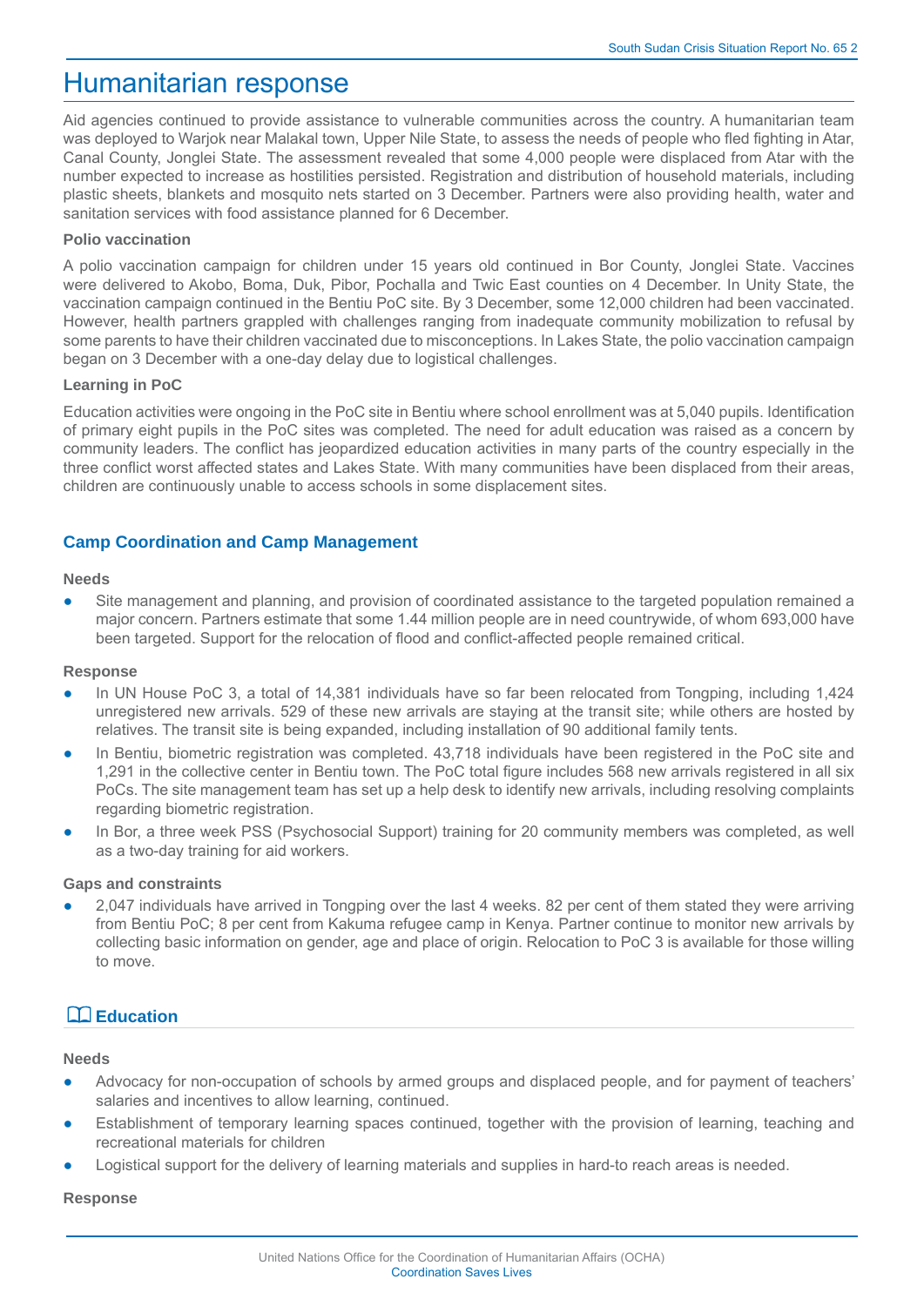# Humanitarian response

Aid agencies continued to provide assistance to vulnerable communities across the country. A humanitarian team was deployed to Warjok near Malakal town, Upper Nile State, to assess the needs of people who fled fighting in Atar, Canal County, Jonglei State. The assessment revealed that some 4,000 people were displaced from Atar with the number expected to increase as hostilities persisted. Registration and distribution of household materials, including plastic sheets, blankets and mosquito nets started on 3 December. Partners were also providing health, water and sanitation services with food assistance planned for 6 December.

**Polio vaccination**

A polio vaccination campaign for children under 15 years old continued in Bor County, Jonglei State. Vaccines were delivered to Akobo, Boma, Duk, Pibor, Pochalla and Twic East counties on 4 December. In Unity State, the vaccination campaign continued in the Bentiu PoC site. By 3 December, some 12,000 children had been vaccinated. However, health partners grappled with challenges ranging from inadequate community mobilization to refusal by some parents to have their children vaccinated due to misconceptions. In Lakes State, the polio vaccination campaign began on 3 December with a one-day delay due to logistical challenges.

**Learning in PoC**

Education activities were ongoing in the PoC site in Bentiu where school enrollment was at 5,040 pupils. Identification of primary eight pupils in the PoC sites was completed. The need for adult education was raised as a concern by community leaders. The conflict has jeopardized education activities in many parts of the country especially in the three conflict worst affected states and Lakes State. With many communities have been displaced from their areas, children are continuously unable to access schools in some displacement sites.

## Camp Coordination and Camp Management

**Needs**

- Site management and planning, and provision of coordinated assistance to the targeted population remained a major concern. Partners estimate that some 1.44 million people are in need countrywide, of whom 693,000 have been targeted. Support for the relocation of flood and conflict-affected people remained critical.

**Response**

- In UN House PoC 3, a total of 14,381 individuals have so far been relocated from Tongping, including 1,424 unregistered new arrivals. 529 of these new arrivals are staying at the transit site; while others are hosted by relatives. The transit site is being expanded, including installation of 90 additional family tents.
- In Bentiu, biometric registration was completed. 43,718 individuals have been registered in the PoC site and 1,291 in the collective center in Bentiu town. The PoC total figure includes 568 new arrivals registered in all six PoCs. The site management team has set up a help desk to identify new arrivals, including resolving complaints regarding biometric registration.
- In Bor, a three week PSS (Psychosocial Support) training for 20 community members was completed, as well as a two-day training for aid workers.

**Gaps and constraints**

- 2,047 individuals have arrived in Tongping over the last 4 weeks. 82 per cent of them stated they were arriving from Bentiu PoC; 8 per cent from Kakuma refugee camp in Kenya. Partner continue to monitor new arrivals by collecting basic information on gender, age and place of origin. Relocation to PoC 3 is available for those willing to move.

## Education

**Needs**

- Advocacy for non-occupation of schools by armed groups and displaced people, and for payment of teachers' salaries and incentives to allow learning, continued.
- Establishment of temporary learning spaces continued, together with the provision of learning, teaching and recreational materials for children
- Logistical support for the delivery of learning materials and supplies in hard-to reach areas is needed.

**Response**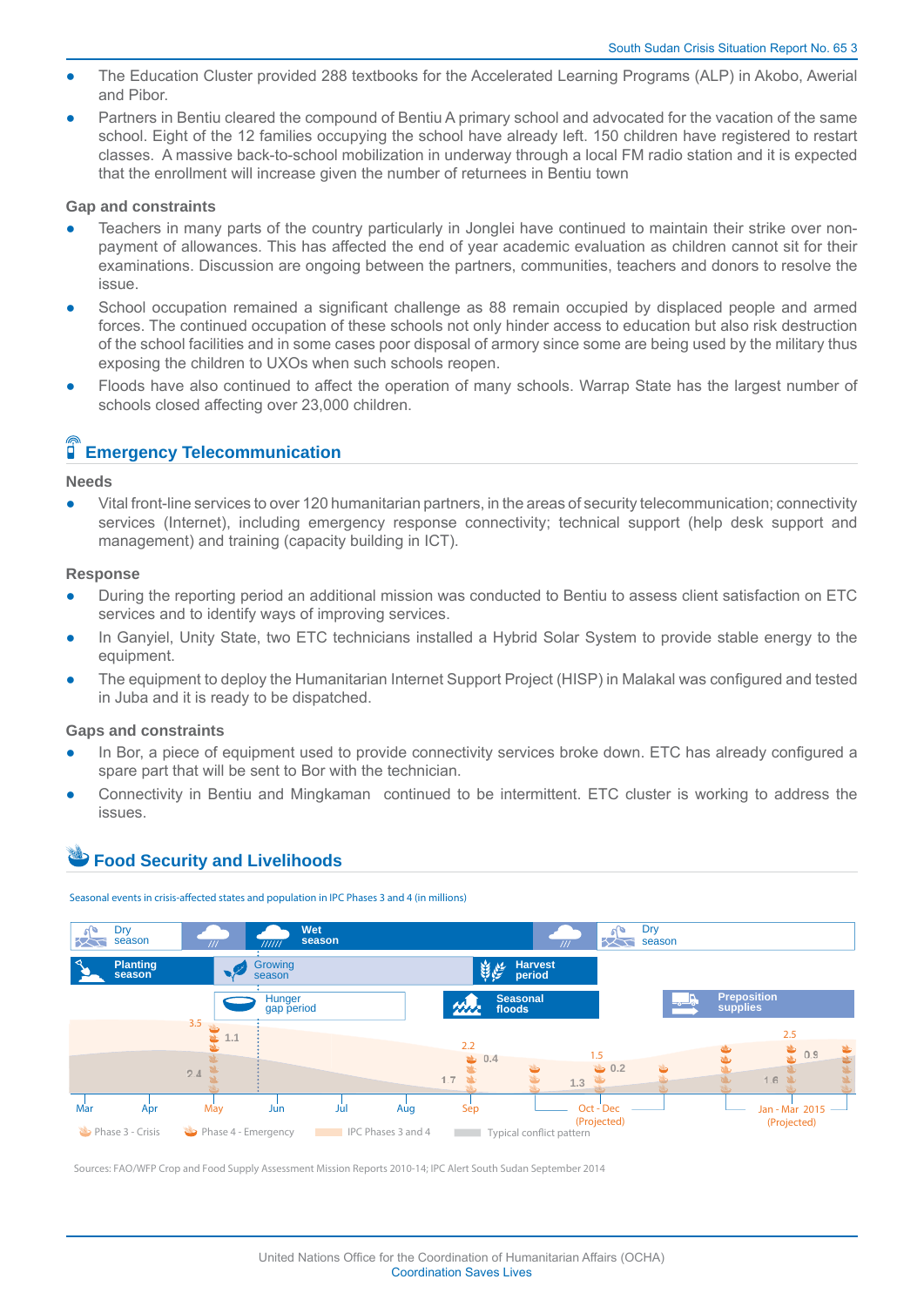- The Education Cluster provided 288 textbooks for the Accelerated Learning Programs (ALP) in Akobo, Awerial and Pibor.
- Partners in Bentiu cleared the compound of Bentiu A primary school and advocated for the vacation of the same school. Eight of the 12 families occupying the school have already left. 150 children have registered to restart classes. A massive back-to-school mobilization in underway through a local FM radio station and it is expected that the enrollment will increase given the number of returnees in Bentiu town

**Gap and constraints**

- Teachers in many parts of the country particularly in Jonglei have continued to maintain their strike over non-payment of allowances. This has affected the end of year academic evaluation as children cannot sit for their examinations. Discussion are ongoing between the partners, communities, teachers and donors to resolve the issue.
- School occupation remained a significant challenge as 88 remain occupied by displaced people and armed forces. The continued occupation of these schools not only hinder access to education but also risk destruction of the school facilities and in some cases poor disposal of armory since some are being used by the military thus exposing the children to UXOs when such schools reopen.
- Floods have also continued to affect the operation of many schools. Warrap State has the largest number of schools closed affecting over 23,000 children.

## Emergency Telecommunication

**Needs**

- Vital front-line services to over 120 humanitarian partners, in the areas of security telecommunication; connectivity services (Internet), including emergency response connectivity; technical support (help desk support and management) and training (capacity building in ICT).

**Response**

- During the reporting period an additional mission was conducted to Bentiu to assess client satisfaction on ETC services and to identify ways of improving services.
- In Ganyiel, Unity State, two ETC technicians installed a Hybrid Solar System to provide stable energy to the equipment.
- The equipment to deploy the Humanitarian Internet Support Project (HISP) in Malakal was configured and tested in Juba and it is ready to be dispatched.

**Gaps and constraints**

- In Bor, a piece of equipment used to provide connectivity services broke down. ETC has already configured a spare part that will be sent to Bor with the technician.
- Connectivity in Bentiu and Mingkaman continued to be intermittent. ETC cluster is working to address the issues.

## Food Security and Livelihoods

Seasonal events in crisis-affected states and population in IPC Phases 3 and 4 (in millions)

Dry season | Wet season | Dry season

Planting season | Growing season | Harvest period

Hunger gap period | Seasonal floods | Preposition supplies

| | May | Sep | Oct - Dec (Projected) | Jan - Mar 2015 (Projected) |
|---|---|---|---|---|
| IPC Phases 3 and 4 | 3.5 | 2.2 | 1.5 | 2.5 |
| Phase 3 - Crisis | 2.4 | 1.7 | 1.3 | 1.6 |
| Phase 4 - Emergency | 1.1 | 0.4 | 0.2 | 0.9 |

Mar, Apr, May, Jun, Jul, Aug, Sep, Oct - Dec (Projected), Jan - Mar 2015 (Projected)

Phase 3 - Crisis | Phase 4 - Emergency | IPC Phases 3 and 4 | Typical conflict pattern

Sources: FAO/WFP Crop and Food Supply Assessment Mission Reports 2010-14; IPC Alert South Sudan September 2014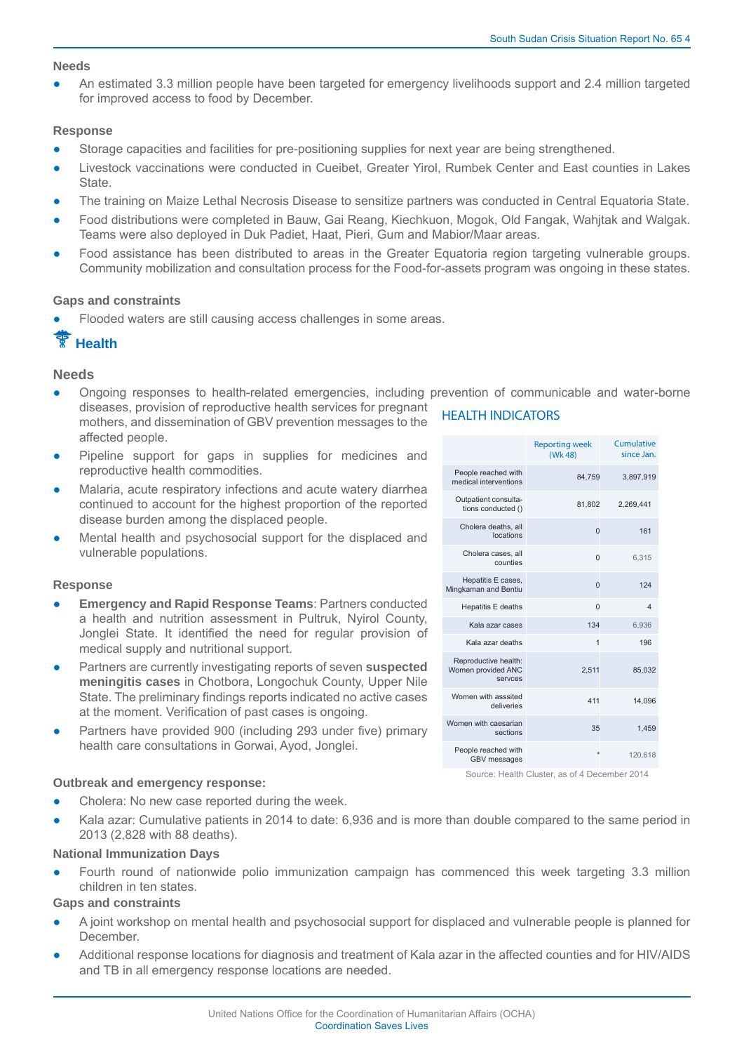### Needs

- An estimated 3.3 million people have been targeted for emergency livelihoods support and 2.4 million targeted for improved access to food by December.

### Response

- Storage capacities and facilities for pre-positioning supplies for next year are being strengthened.
- Livestock vaccinations were conducted in Cueibet, Greater Yirol, Rumbek Center and East counties in Lakes State.
- The training on Maize Lethal Necrosis Disease to sensitize partners was conducted in Central Equatoria State.
- Food distributions were completed in Bauw, Gai Reang, Kiechkuon, Mogok, Old Fangak, Wahjtak and Walgak. Teams were also deployed in Duk Padiet, Haat, Pieri, Gum and Mabior/Maar areas.
- Food assistance has been distributed to areas in the Greater Equatoria region targeting vulnerable groups. Community mobilization and consultation process for the Food-for-assets program was ongoing in these states.

### Gaps and constraints

- Flooded waters are still causing access challenges in some areas.

## Health

### Needs

- Ongoing responses to health-related emergencies, including prevention of communicable and water-borne diseases, provision of reproductive health services for pregnant mothers, and dissemination of GBV prevention messages to the affected people.
- Pipeline support for gaps in supplies for medicines and reproductive health commodities.
- Malaria, acute respiratory infections and acute watery diarrhea continued to account for the highest proportion of the reported disease burden among the displaced people.
- Mental health and psychosocial support for the displaced and vulnerable populations.

### Response

- **Emergency and Rapid Response Teams**: Partners conducted a health and nutrition assessment in Pultruk, Nyirol County, Jonglei State. It identified the need for regular provision of medical supply and nutritional support.
- Partners are currently investigating reports of seven **suspected meningitis cases** in Chotbora, Longochuk County, Upper Nile State. The preliminary findings reports indicated no active cases at the moment. Verification of past cases is ongoing.
- Partners have provided 900 (including 293 under five) primary health care consultations in Gorwai, Ayod, Jonglei.

**HEALTH INDICATORS**

| | Reporting week (Wk 48) | Cumulative since Jan. |
|---|---|---|
| People reached with medical interventions | 84,759 | 3,897,919 |
| Outpatient consultations conducted () | 81,802 | 2,269,441 |
| Cholera deaths, all locations | 0 | 161 |
| Cholera cases, all counties | 0 | 6,315 |
| Hepatitis E cases, Mingkaman and Bentiu | 0 | 124 |
| Hepatitis E deaths | 0 | 4 |
| Kala azar cases | 134 | 6,936 |
| Kala azar deaths | 1 | 196 |
| Reproductive health: Women provided ANC servces | 2,511 | 85,032 |
| Women with asssited deliveries | 411 | 14,096 |
| Women with caesarian sections | 35 | 1,459 |
| People reached with GBV messages | * | 120,618 |

Source: Health Cluster, as of 4 December 2014

### Outbreak and emergency response:

- Cholera: No new case reported during the week.
- Kala azar: Cumulative patients in 2014 to date: 6,936 and is more than double compared to the same period in 2013 (2,828 with 88 deaths).

### National Immunization Days

- Fourth round of nationwide polio immunization campaign has commenced this week targeting 3.3 million children in ten states.

### Gaps and constraints

- A joint workshop on mental health and psychosocial support for displaced and vulnerable people is planned for December.
- Additional response locations for diagnosis and treatment of Kala azar in the affected counties and for HIV/AIDS and TB in all emergency response locations are needed.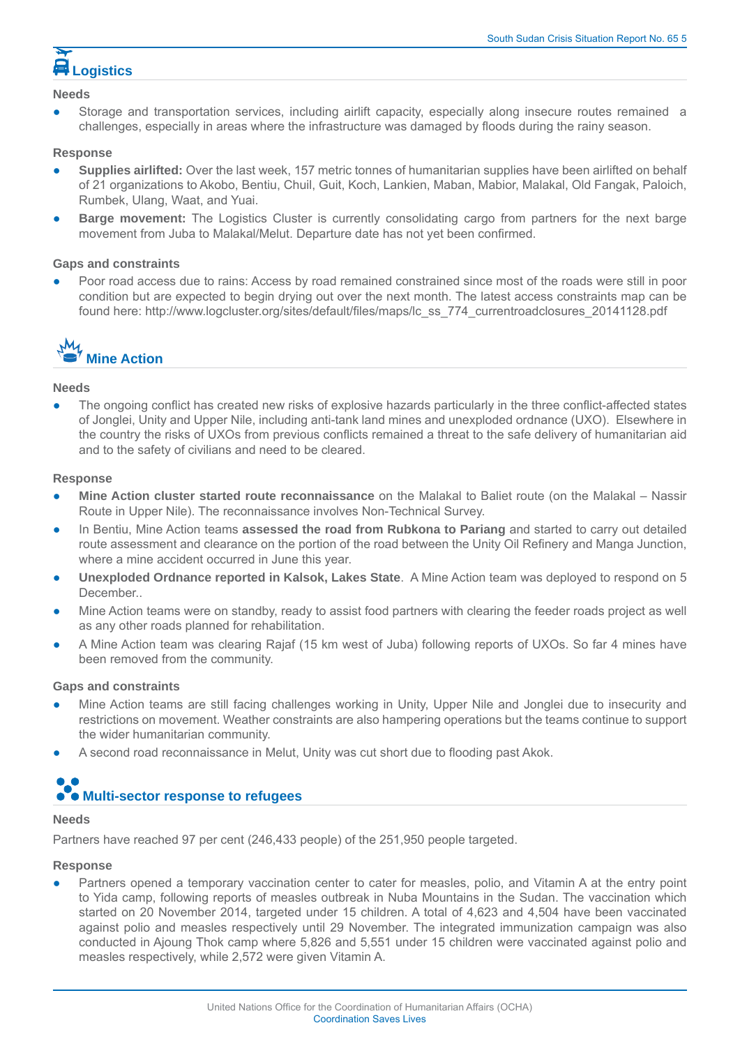## Logistics

### Needs

- Storage and transportation services, including airlift capacity, especially along insecure routes remained a challenges, especially in areas where the infrastructure was damaged by floods during the rainy season.

### Response

- **Supplies airlifted:** Over the last week, 157 metric tonnes of humanitarian supplies have been airlifted on behalf of 21 organizations to Akobo, Bentiu, Chuil, Guit, Koch, Lankien, Maban, Mabior, Malakal, Old Fangak, Paloich, Rumbek, Ulang, Waat, and Yuai.
- **Barge movement:** The Logistics Cluster is currently consolidating cargo from partners for the next barge movement from Juba to Malakal/Melut. Departure date has not yet been confirmed.

### Gaps and constraints

- Poor road access due to rains: Access by road remained constrained since most of the roads were still in poor condition but are expected to begin drying out over the next month. The latest access constraints map can be found here: http://www.logcluster.org/sites/default/files/maps/lc_ss_774_currentroadclosures_20141128.pdf

## Mine Action

### Needs

- The ongoing conflict has created new risks of explosive hazards particularly in the three conflict-affected states of Jonglei, Unity and Upper Nile, including anti-tank land mines and unexploded ordnance (UXO). Elsewhere in the country the risks of UXOs from previous conflicts remained a threat to the safe delivery of humanitarian aid and to the safety of civilians and need to be cleared.

### Response

- **Mine Action cluster started route reconnaissance** on the Malakal to Baliet route (on the Malakal – Nassir Route in Upper Nile). The reconnaissance involves Non-Technical Survey.
- In Bentiu, Mine Action teams **assessed the road from Rubkona to Pariang** and started to carry out detailed route assessment and clearance on the portion of the road between the Unity Oil Refinery and Manga Junction, where a mine accident occurred in June this year.
- **Unexploded Ordnance reported in Kalsok, Lakes State**. A Mine Action team was deployed to respond on 5 December..
- Mine Action teams were on standby, ready to assist food partners with clearing the feeder roads project as well as any other roads planned for rehabilitation.
- A Mine Action team was clearing Rajaf (15 km west of Juba) following reports of UXOs. So far 4 mines have been removed from the community.

### Gaps and constraints

- Mine Action teams are still facing challenges working in Unity, Upper Nile and Jonglei due to insecurity and restrictions on movement. Weather constraints are also hampering operations but the teams continue to support the wider humanitarian community.
- A second road reconnaissance in Melut, Unity was cut short due to flooding past Akok.

## Multi-sector response to refugees

### Needs

Partners have reached 97 per cent (246,433 people) of the 251,950 people targeted.

### Response

- Partners opened a temporary vaccination center to cater for measles, polio, and Vitamin A at the entry point to Yida camp, following reports of measles outbreak in Nuba Mountains in the Sudan. The vaccination which started on 20 November 2014, targeted under 15 children. A total of 4,623 and 4,504 have been vaccinated against polio and measles respectively until 29 November. The integrated immunization campaign was also conducted in Ajoung Thok camp where 5,826 and 5,551 under 15 children were vaccinated against polio and measles respectively, while 2,572 were given Vitamin A.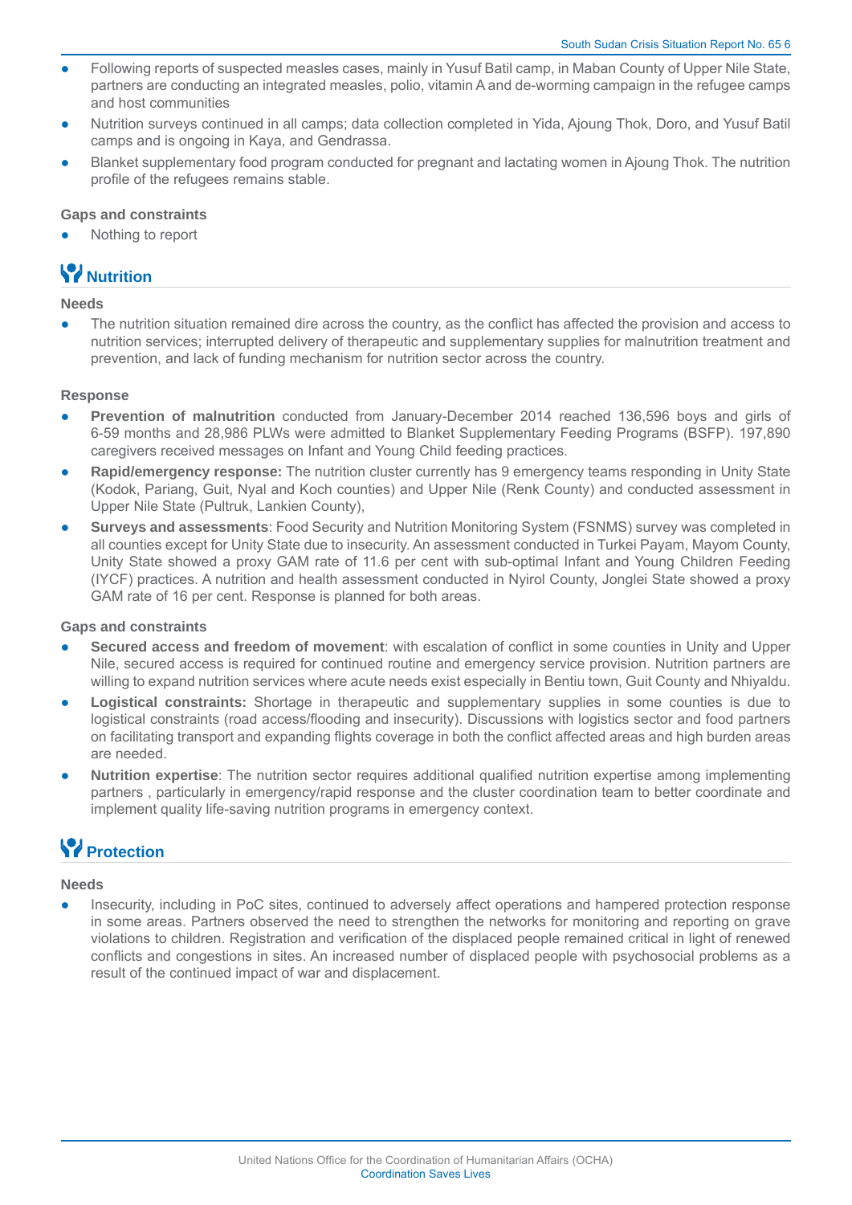- Following reports of suspected measles cases, mainly in Yusuf Batil camp, in Maban County of Upper Nile State, partners are conducting an integrated measles, polio, vitamin A and de-worming campaign in the refugee camps and host communities
- Nutrition surveys continued in all camps; data collection completed in Yida, Ajoung Thok, Doro, and Yusuf Batil camps and is ongoing in Kaya, and Gendrassa.
- Blanket supplementary food program conducted for pregnant and lactating women in Ajoung Thok. The nutrition profile of the refugees remains stable.

**Gaps and constraints**

- Nothing to report

## Nutrition

**Needs**

- The nutrition situation remained dire across the country, as the conflict has affected the provision and access to nutrition services; interrupted delivery of therapeutic and supplementary supplies for malnutrition treatment and prevention, and lack of funding mechanism for nutrition sector across the country.

**Response**

- **Prevention of malnutrition** conducted from January-December 2014 reached 136,596 boys and girls of 6-59 months and 28,986 PLWs were admitted to Blanket Supplementary Feeding Programs (BSFP). 197,890 caregivers received messages on Infant and Young Child feeding practices.
- **Rapid/emergency response:** The nutrition cluster currently has 9 emergency teams responding in Unity State (Kodok, Pariang, Guit, Nyal and Koch counties) and Upper Nile (Renk County) and conducted assessment in Upper Nile State (Pultruk, Lankien County),
- **Surveys and assessments**: Food Security and Nutrition Monitoring System (FSNMS) survey was completed in all counties except for Unity State due to insecurity. An assessment conducted in Turkei Payam, Mayom County, Unity State showed a proxy GAM rate of 11.6 per cent with sub-optimal Infant and Young Children Feeding (IYCF) practices. A nutrition and health assessment conducted in Nyirol County, Jonglei State showed a proxy GAM rate of 16 per cent. Response is planned for both areas.

**Gaps and constraints**

- **Secured access and freedom of movement**: with escalation of conflict in some counties in Unity and Upper Nile, secured access is required for continued routine and emergency service provision. Nutrition partners are willing to expand nutrition services where acute needs exist especially in Bentiu town, Guit County and Nhiyaldu.
- **Logistical constraints:** Shortage in therapeutic and supplementary supplies in some counties is due to logistical constraints (road access/flooding and insecurity). Discussions with logistics sector and food partners on facilitating transport and expanding flights coverage in both the conflict affected areas and high burden areas are needed.
- **Nutrition expertise**: The nutrition sector requires additional qualified nutrition expertise among implementing partners , particularly in emergency/rapid response and the cluster coordination team to better coordinate and implement quality life-saving nutrition programs in emergency context.

## Protection

**Needs**

- Insecurity, including in PoC sites, continued to adversely affect operations and hampered protection response in some areas. Partners observed the need to strengthen the networks for monitoring and reporting on grave violations to children. Registration and verification of the displaced people remained critical in light of renewed conflicts and congestions in sites. An increased number of displaced people with psychosocial problems as a result of the continued impact of war and displacement.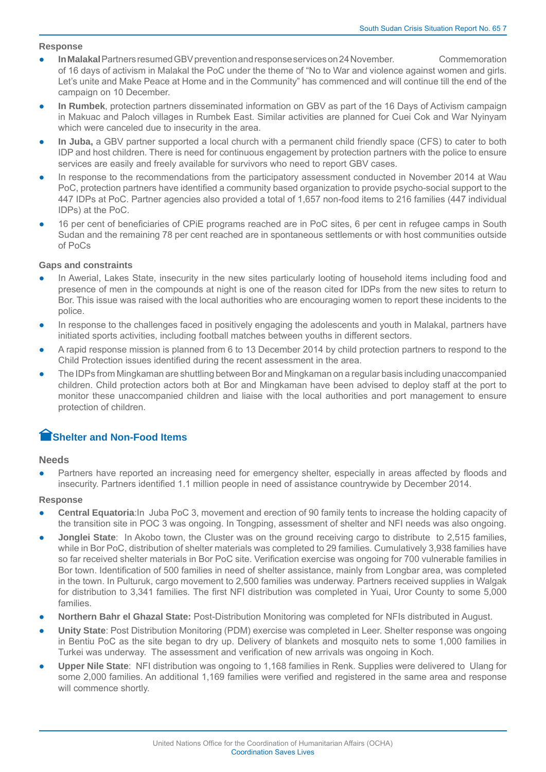**Response**

- **In Malakal** Partners resumed GBV prevention and response services on 24 November. Commemoration of 16 days of activism in Malakal the PoC under the theme of “No to War and violence against women and girls. Let’s unite and Make Peace at Home and in the Community” has commenced and will continue till the end of the campaign on 10 December.
- **In Rumbek**, protection partners disseminated information on GBV as part of the 16 Days of Activism campaign in Makuac and Paloch villages in Rumbek East. Similar activities are planned for Cuei Cok and War Nyinyam which were canceled due to insecurity in the area.
- **In Juba,** a GBV partner supported a local church with a permanent child friendly space (CFS) to cater to both IDP and host children. There is need for continuous engagement by protection partners with the police to ensure services are easily and freely available for survivors who need to report GBV cases.
- In response to the recommendations from the participatory assessment conducted in November 2014 at Wau PoC, protection partners have identified a community based organization to provide psycho-social support to the 447 IDPs at PoC. Partner agencies also provided a total of 1,657 non-food items to 216 families (447 individual IDPs) at the PoC.
- 16 per cent of beneficiaries of CPiE programs reached are in PoC sites, 6 per cent in refugee camps in South Sudan and the remaining 78 per cent reached are in spontaneous settlements or with host communities outside of PoCs

**Gaps and constraints**

- In Awerial, Lakes State, insecurity in the new sites particularly looting of household items including food and presence of men in the compounds at night is one of the reason cited for IDPs from the new sites to return to Bor. This issue was raised with the local authorities who are encouraging women to report these incidents to the police.
- In response to the challenges faced in positively engaging the adolescents and youth in Malakal, partners have initiated sports activities, including football matches between youths in different sectors.
- A rapid response mission is planned from 6 to 13 December 2014 by child protection partners to respond to the Child Protection issues identified during the recent assessment in the area.
- The IDPs from Mingkaman are shuttling between Bor and Mingkaman on a regular basis including unaccompanied children. Child protection actors both at Bor and Mingkaman have been advised to deploy staff at the port to monitor these unaccompanied children and liaise with the local authorities and port management to ensure protection of children.

## Shelter and Non-Food Items

**Needs**

- Partners have reported an increasing need for emergency shelter, especially in areas affected by floods and insecurity. Partners identified 1.1 million people in need of assistance countrywide by December 2014.

**Response**

- **Central Equatoria**:In Juba PoC 3, movement and erection of 90 family tents to increase the holding capacity of the transition site in POC 3 was ongoing. In Tongping, assessment of shelter and NFI needs was also ongoing.
- **Jonglei State**: In Akobo town, the Cluster was on the ground receiving cargo to distribute to 2,515 families, while in Bor PoC, distribution of shelter materials was completed to 29 families. Cumulatively 3,938 families have so far received shelter materials in Bor PoC site. Verification exercise was ongoing for 700 vulnerable families in Bor town. Identification of 500 families in need of shelter assistance, mainly from Longbar area, was completed in the town. In Pulturuk, cargo movement to 2,500 families was underway. Partners received supplies in Walgak for distribution to 3,341 families. The first NFI distribution was completed in Yuai, Uror County to some 5,000 families.
- **Northern Bahr el Ghazal State:** Post-Distribution Monitoring was completed for NFIs distributed in August.
- **Unity State**: Post Distribution Monitoring (PDM) exercise was completed in Leer. Shelter response was ongoing in Bentiu PoC as the site began to dry up. Delivery of blankets and mosquito nets to some 1,000 families in Turkei was underway. The assessment and verification of new arrivals was ongoing in Koch.
- **Upper Nile State**: NFI distribution was ongoing to 1,168 families in Renk. Supplies were delivered to Ulang for some 2,000 families. An additional 1,169 families were verified and registered in the same area and response will commence shortly.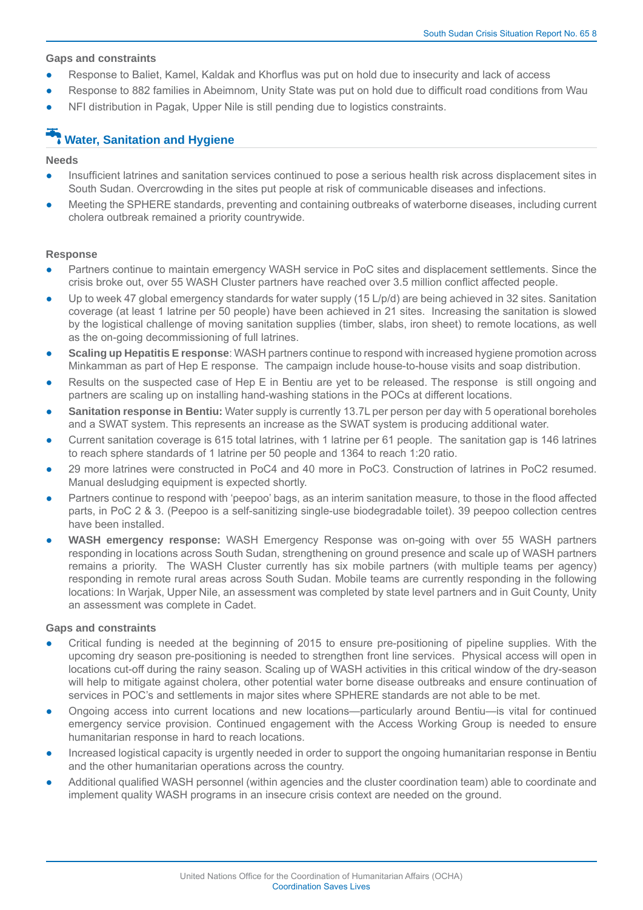**Gaps and constraints**

- Response to Baliet, Kamel, Kaldak and Khorflus was put on hold due to insecurity and lack of access
- Response to 882 families in Abeimnom, Unity State was put on hold due to difficult road conditions from Wau
- NFI distribution in Pagak, Upper Nile is still pending due to logistics constraints.

## Water, Sanitation and Hygiene

**Needs**

- Insufficient latrines and sanitation services continued to pose a serious health risk across displacement sites in South Sudan. Overcrowding in the sites put people at risk of communicable diseases and infections.
- Meeting the SPHERE standards, preventing and containing outbreaks of waterborne diseases, including current cholera outbreak remained a priority countrywide.

**Response**

- Partners continue to maintain emergency WASH service in PoC sites and displacement settlements. Since the crisis broke out, over 55 WASH Cluster partners have reached over 3.5 million conflict affected people.
- Up to week 47 global emergency standards for water supply (15 L/p/d) are being achieved in 32 sites. Sanitation coverage (at least 1 latrine per 50 people) have been achieved in 21 sites. Increasing the sanitation is slowed by the logistical challenge of moving sanitation supplies (timber, slabs, iron sheet) to remote locations, as well as the on-going decommissioning of full latrines.
- **Scaling up Hepatitis E response**: WASH partners continue to respond with increased hygiene promotion across Minkamman as part of Hep E response. The campaign include house-to-house visits and soap distribution.
- Results on the suspected case of Hep E in Bentiu are yet to be released. The response is still ongoing and partners are scaling up on installing hand-washing stations in the POCs at different locations.
- **Sanitation response in Bentiu:** Water supply is currently 13.7L per person per day with 5 operational boreholes and a SWAT system. This represents an increase as the SWAT system is producing additional water.
- Current sanitation coverage is 615 total latrines, with 1 latrine per 61 people. The sanitation gap is 146 latrines to reach sphere standards of 1 latrine per 50 people and 1364 to reach 1:20 ratio.
- 29 more latrines were constructed in PoC4 and 40 more in PoC3. Construction of latrines in PoC2 resumed. Manual desludging equipment is expected shortly.
- Partners continue to respond with 'peepoo' bags, as an interim sanitation measure, to those in the flood affected parts, in PoC 2 & 3. (Peepoo is a self-sanitizing single-use biodegradable toilet). 39 peepoo collection centres have been installed.
- **WASH emergency response:** WASH Emergency Response was on-going with over 55 WASH partners responding in locations across South Sudan, strengthening on ground presence and scale up of WASH partners remains a priority. The WASH Cluster currently has six mobile partners (with multiple teams per agency) responding in remote rural areas across South Sudan. Mobile teams are currently responding in the following locations: In Warjak, Upper Nile, an assessment was completed by state level partners and in Guit County, Unity an assessment was complete in Cadet.

**Gaps and constraints**

- Critical funding is needed at the beginning of 2015 to ensure pre-positioning of pipeline supplies. With the upcoming dry season pre-positioning is needed to strengthen front line services. Physical access will open in locations cut-off during the rainy season. Scaling up of WASH activities in this critical window of the dry-season will help to mitigate against cholera, other potential water borne disease outbreaks and ensure continuation of services in POC's and settlements in major sites where SPHERE standards are not able to be met.
- Ongoing access into current locations and new locations—particularly around Bentiu—is vital for continued emergency service provision. Continued engagement with the Access Working Group is needed to ensure humanitarian response in hard to reach locations.
- Increased logistical capacity is urgently needed in order to support the ongoing humanitarian response in Bentiu and the other humanitarian operations across the country.
- Additional qualified WASH personnel (within agencies and the cluster coordination team) able to coordinate and implement quality WASH programs in an insecure crisis context are needed on the ground.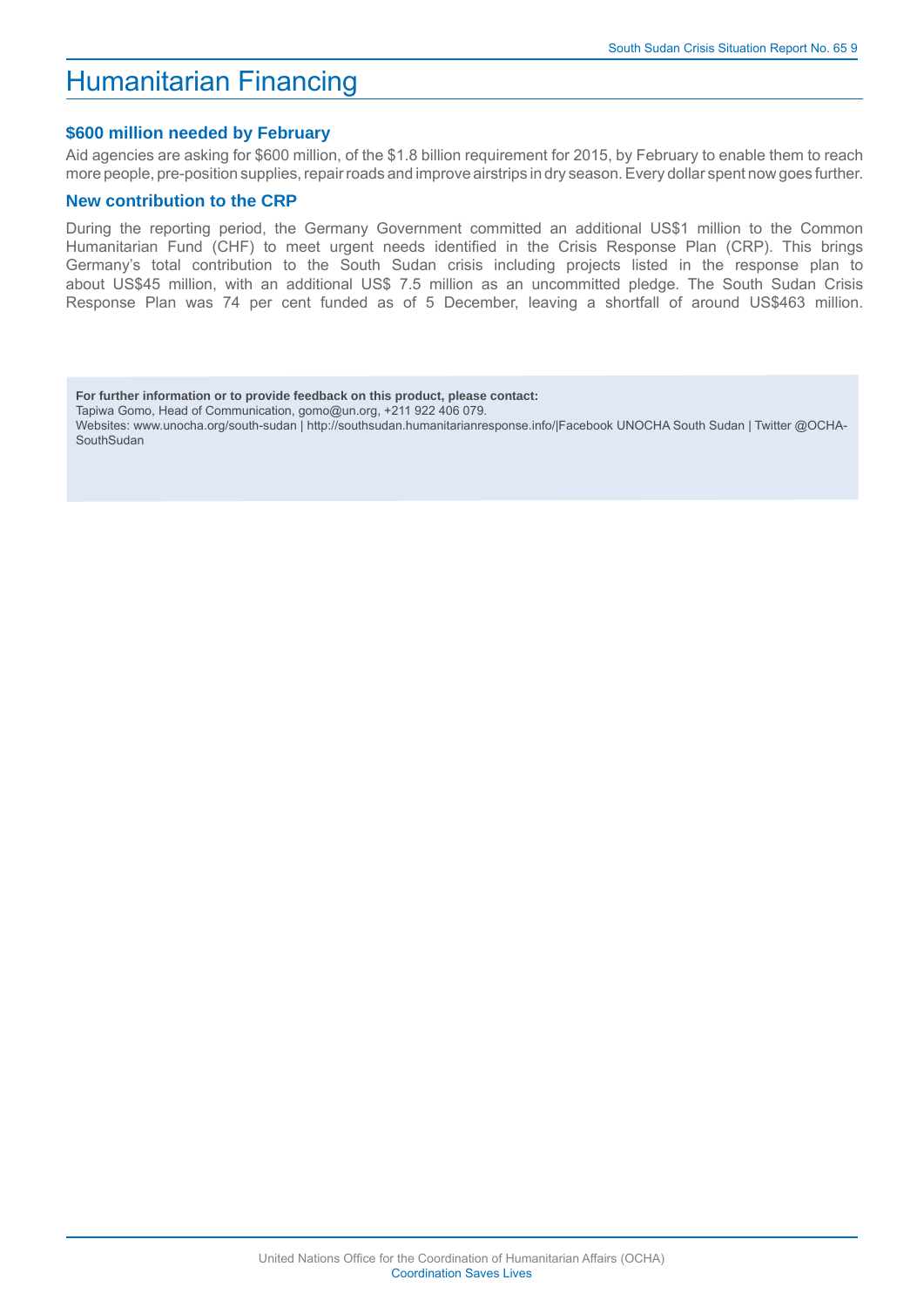# Humanitarian Financing

### $600 million needed by February

Aid agencies are asking for $600 million, of the $1.8 billion requirement for 2015, by February to enable them to reach more people, pre-position supplies, repair roads and improve airstrips in dry season. Every dollar spent now goes further.

### New contribution to the CRP

During the reporting period, the Germany Government committed an additional US$1 million to the Common Humanitarian Fund (CHF) to meet urgent needs identified in the Crisis Response Plan (CRP). This brings Germany's total contribution to the South Sudan crisis including projects listed in the response plan to about US$45 million, with an additional US$ 7.5 million as an uncommitted pledge. The South Sudan Crisis Response Plan was 74 per cent funded as of 5 December, leaving a shortfall of around US$463 million.

**For further information or to provide feedback on this product, please contact:**
Tapiwa Gomo, Head of Communication, gomo@un.org, +211 922 406 079.
Websites: www.unocha.org/south-sudan | http://southsudan.humanitarianresponse.info/|Facebook UNOCHA South Sudan | Twitter @OCHA-SouthSudan

United Nations Office for the Coordination of Humanitarian Affairs (OCHA)
Coordination Saves Lives